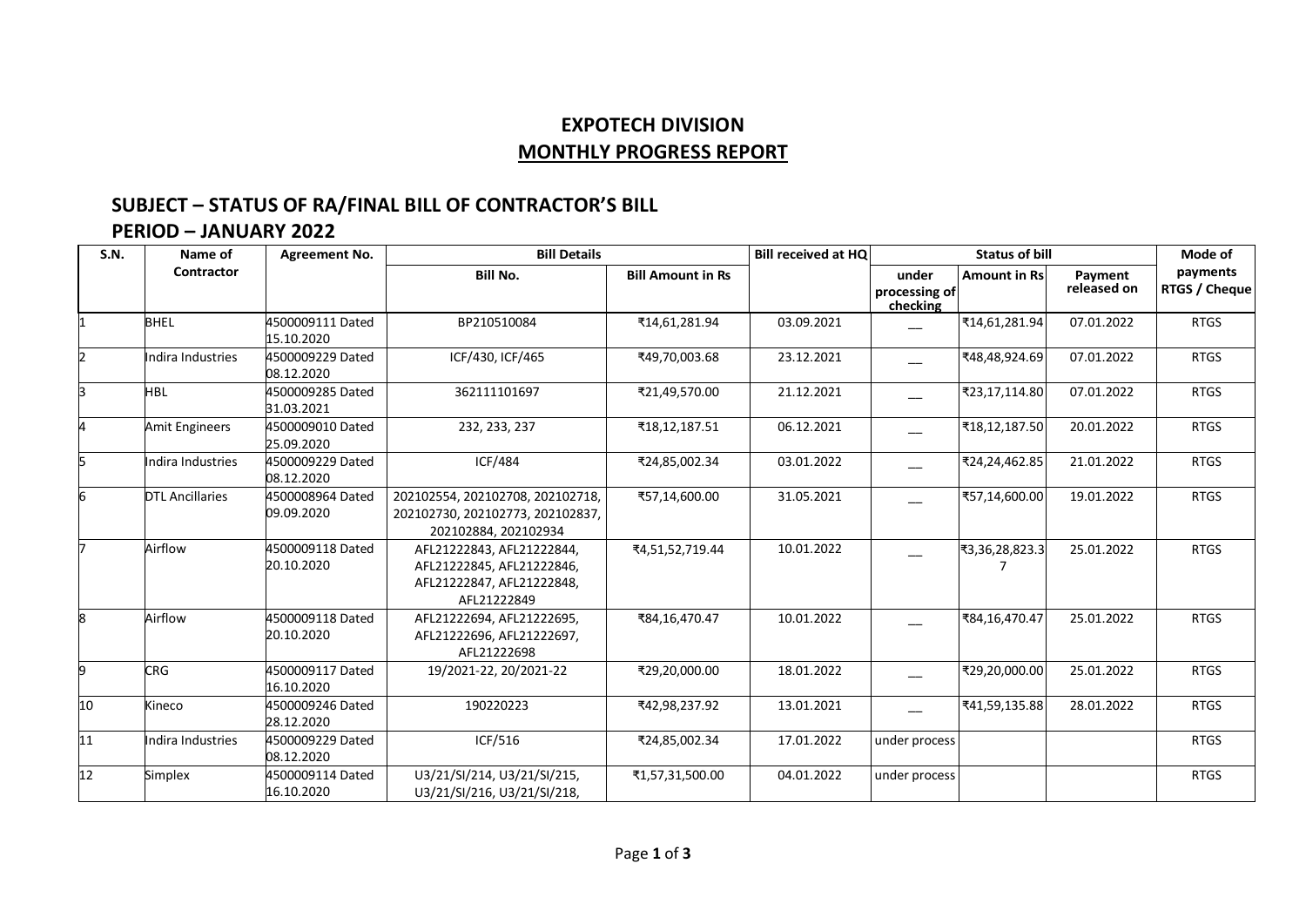## EXPOTECH DIVISION

## MONTHLY PROGRESS REPORT

### SUBJECT – STATUS OF RA/FINAL BILL OF CONTRACTOR'S BILL

### PERIOD – JANUARY 2022

| S.N. | Name of Contractor | Agreement No. | Bill Details | | Bill received at HQ | Status of bill | | | Mode of payments RTGS / Cheque |
|---|---|---|---|---|---|---|---|---|---|
| | | | Bill No. | Bill Amount in Rs | | under processing of checking | Amount in Rs | Payment released on | |
| 1 | BHEL | 4500009111 Dated 15.10.2020 | BP210510084 | ₹14,61,281.94 | 03.09.2021 | __ | ₹14,61,281.94 | 07.01.2022 | RTGS |
| 2 | Indira Industries | 4500009229 Dated 08.12.2020 | ICF/430, ICF/465 | ₹49,70,003.68 | 23.12.2021 | __ | ₹48,48,924.69 | 07.01.2022 | RTGS |
| 3 | HBL | 4500009285 Dated 31.03.2021 | 362111101697 | ₹21,49,570.00 | 21.12.2021 | __ | ₹23,17,114.80 | 07.01.2022 | RTGS |
| 4 | Amit Engineers | 4500009010 Dated 25.09.2020 | 232, 233, 237 | ₹18,12,187.51 | 06.12.2021 | __ | ₹18,12,187.50 | 20.01.2022 | RTGS |
| 5 | Indira Industries | 4500009229 Dated 08.12.2020 | ICF/484 | ₹24,85,002.34 | 03.01.2022 | __ | ₹24,24,462.85 | 21.01.2022 | RTGS |
| 6 | DTL Ancillaries | 4500008964 Dated 09.09.2020 | 202102554, 202102708, 202102718, 202102730, 202102773, 202102837, 202102884, 202102934 | ₹57,14,600.00 | 31.05.2021 | __ | ₹57,14,600.00 | 19.01.2022 | RTGS |
| 7 | Airflow | 4500009118 Dated 20.10.2020 | AFL21222843, AFL21222844, AFL21222845, AFL21222846, AFL21222847, AFL21222848, AFL21222849 | ₹4,51,52,719.44 | 10.01.2022 | __ | ₹3,36,28,823.37 | 25.01.2022 | RTGS |
| 8 | Airflow | 4500009118 Dated 20.10.2020 | AFL21222694, AFL21222695, AFL21222696, AFL21222697, AFL21222698 | ₹84,16,470.47 | 10.01.2022 | __ | ₹84,16,470.47 | 25.01.2022 | RTGS |
| 9 | CRG | 4500009117 Dated 16.10.2020 | 19/2021-22, 20/2021-22 | ₹29,20,000.00 | 18.01.2022 | __ | ₹29,20,000.00 | 25.01.2022 | RTGS |
| 10 | Kineco | 4500009246 Dated 28.12.2020 | 190220223 | ₹42,98,237.92 | 13.01.2021 | __ | ₹41,59,135.88 | 28.01.2022 | RTGS |
| 11 | Indira Industries | 4500009229 Dated 08.12.2020 | ICF/516 | ₹24,85,002.34 | 17.01.2022 | under process | | | RTGS |
| 12 | Simplex | 4500009114 Dated 16.10.2020 | U3/21/SI/214, U3/21/SI/215, U3/21/SI/216, U3/21/SI/218, | ₹1,57,31,500.00 | 04.01.2022 | under process | | | RTGS |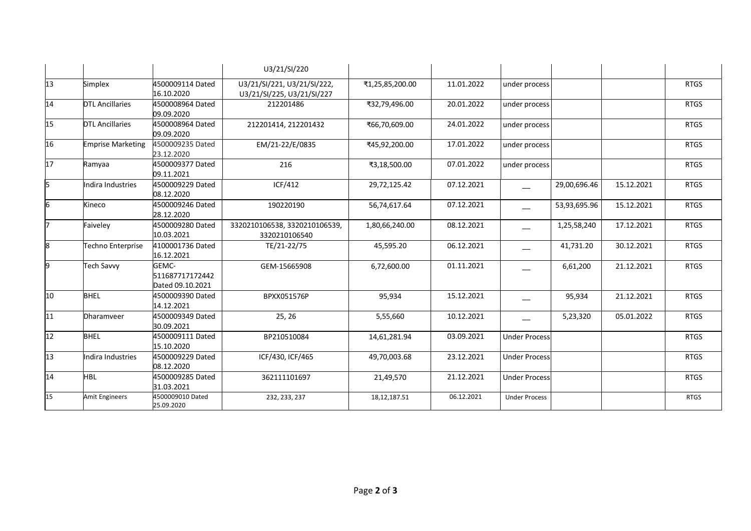| | | | U3/21/SI/220 | | | | | | |
|---|---|---|---|---|---|---|---|---|---|
| 13 | Simplex | 4500009114 Dated 16.10.2020 | U3/21/SI/221, U3/21/SI/222, U3/21/SI/225, U3/21/SI/227 | ₹1,25,85,200.00 | 11.01.2022 | under process | | | RTGS |
| 14 | DTL Ancillaries | 4500008964 Dated 09.09.2020 | 212201486 | ₹32,79,496.00 | 20.01.2022 | under process | | | RTGS |
| 15 | DTL Ancillaries | 4500008964 Dated 09.09.2020 | 212201414, 212201432 | ₹66,70,609.00 | 24.01.2022 | under process | | | RTGS |
| 16 | Emprise Marketing | 4500009235 Dated 23.12.2020 | EM/21-22/E/0835 | ₹45,92,200.00 | 17.01.2022 | under process | | | RTGS |
| 17 | Ramyaa | 4500009377 Dated 09.11.2021 | 216 | ₹3,18,500.00 | 07.01.2022 | under process | | | RTGS |
| 5 | Indira Industries | 4500009229 Dated 08.12.2020 | ICF/412 | 29,72,125.42 | 07.12.2021 | __ | 29,00,696.46 | 15.12.2021 | RTGS |
| 6 | Kineco | 4500009246 Dated 28.12.2020 | 190220190 | 56,74,617.64 | 07.12.2021 | __ | 53,93,695.96 | 15.12.2021 | RTGS |
| 7 | Faiveley | 4500009280 Dated 10.03.2021 | 3320210106538, 3320210106539, 3320210106540 | 1,80,66,240.00 | 08.12.2021 | __ | 1,25,58,240 | 17.12.2021 | RTGS |
| 8 | Techno Enterprise | 4100001736 Dated 16.12.2021 | TE/21-22/75 | 45,595.20 | 06.12.2021 | __ | 41,731.20 | 30.12.2021 | RTGS |
| 9 | Tech Savvy | GEMC-511687717172442 Dated 09.10.2021 | GEM-15665908 | 6,72,600.00 | 01.11.2021 | __ | 6,61,200 | 21.12.2021 | RTGS |
| 10 | BHEL | 4500009390 Dated 14.12.2021 | BPXX051576P | 95,934 | 15.12.2021 | __ | 95,934 | 21.12.2021 | RTGS |
| 11 | Dharamveer | 4500009349 Dated 30.09.2021 | 25, 26 | 5,55,660 | 10.12.2021 | __ | 5,23,320 | 05.01.2022 | RTGS |
| 12 | BHEL | 4500009111 Dated 15.10.2020 | BP210510084 | 14,61,281.94 | 03.09.2021 | Under Process | | | RTGS |
| 13 | Indira Industries | 4500009229 Dated 08.12.2020 | ICF/430, ICF/465 | 49,70,003.68 | 23.12.2021 | Under Process | | | RTGS |
| 14 | HBL | 4500009285 Dated 31.03.2021 | 362111101697 | 21,49,570 | 21.12.2021 | Under Process | | | RTGS |
| 15 | Amit Engineers | 4500009010 Dated 25.09.2020 | 232, 233, 237 | 18,12,187.51 | 06.12.2021 | Under Process | | | RTGS |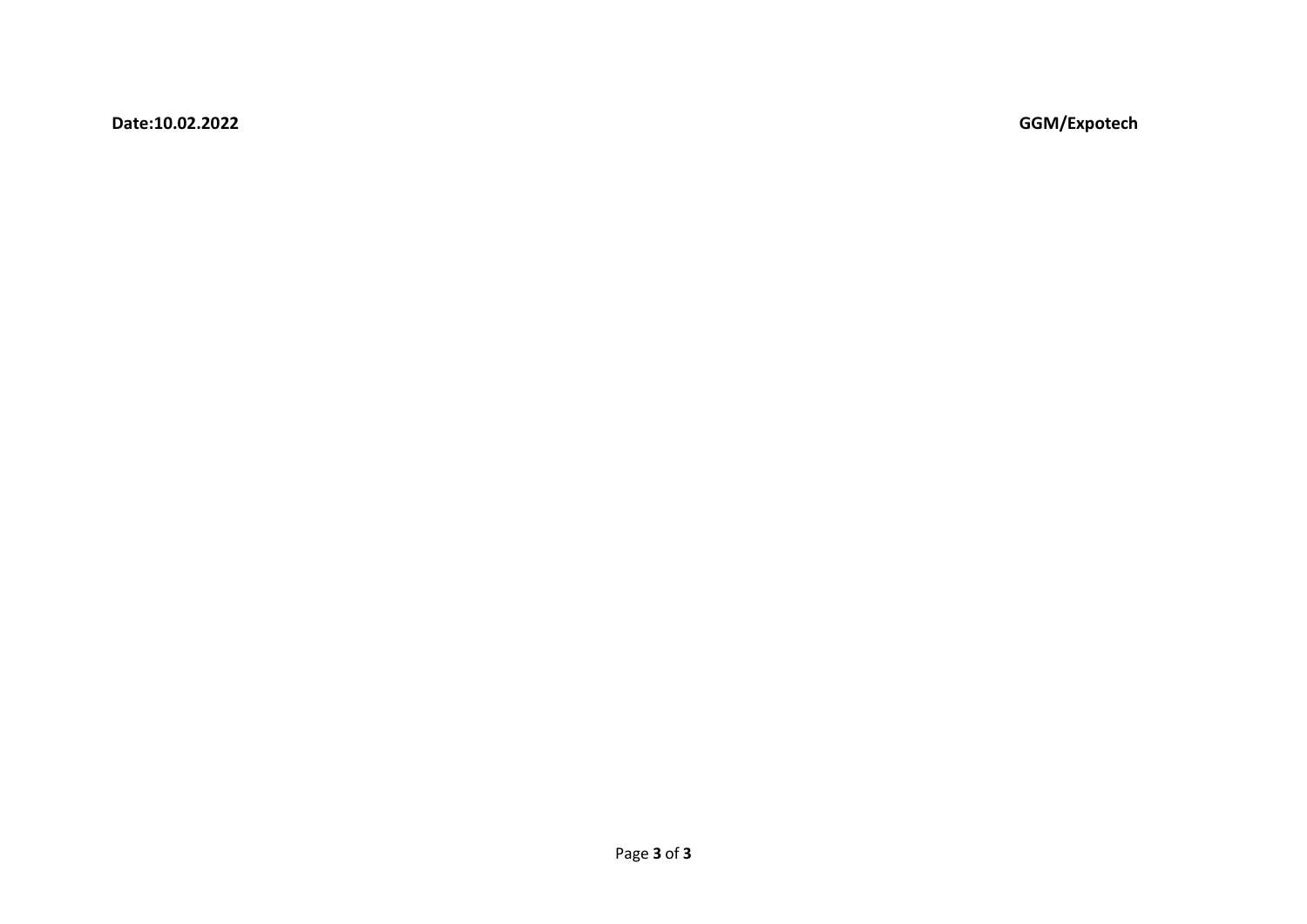**Date:10.02.2022** **GGM/Expotech**